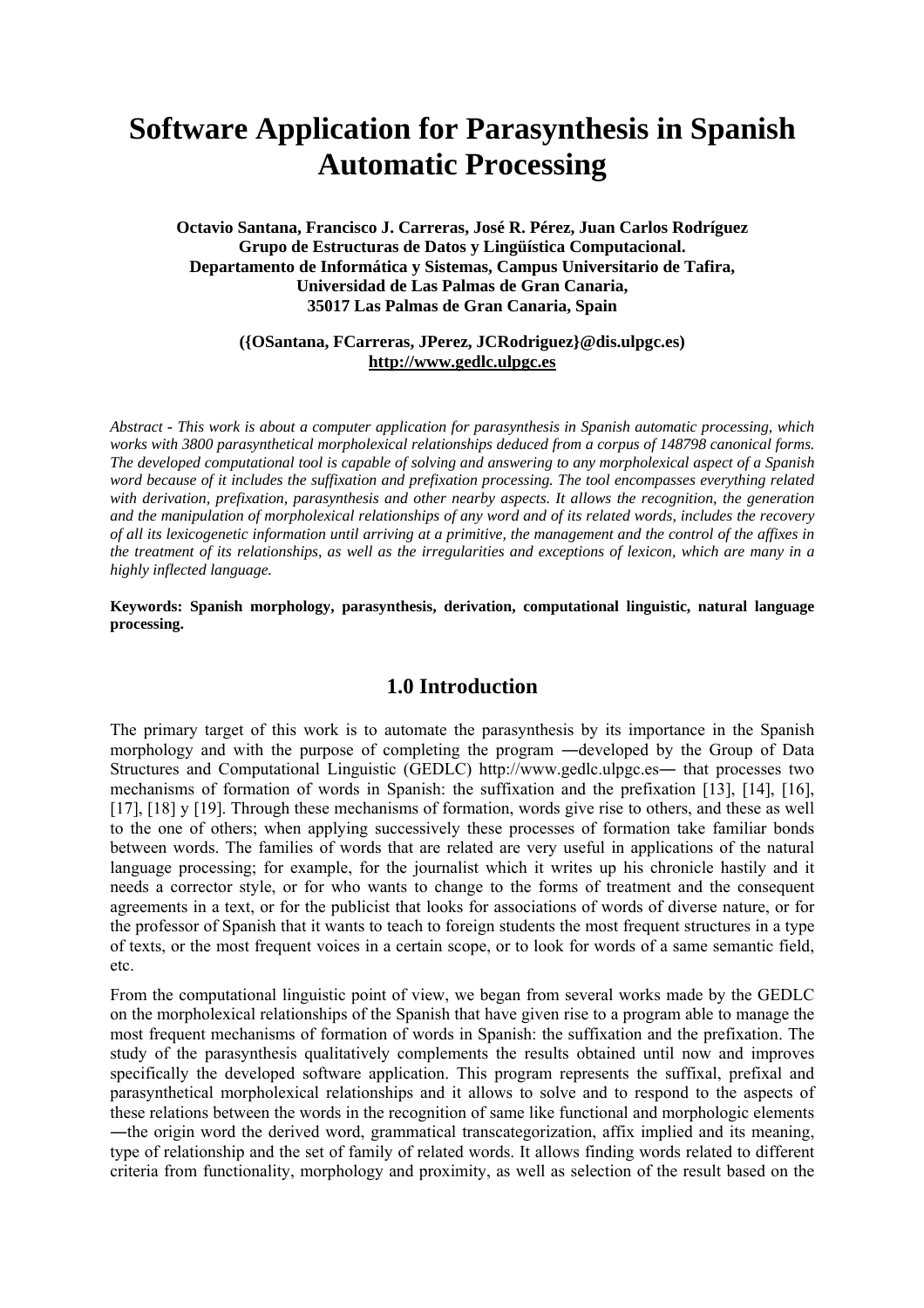# Software Application for Parasynthesis in Spanish Automatic Processing

**Octavio Santana, Francisco J. Carreras, José R. Pérez, Juan Carlos Rodríguez**
**Grupo de Estructuras de Datos y Lingüística Computacional.**
**Departamento de Informática y Sistemas, Campus Universitario de Tafira,**
**Universidad de Las Palmas de Gran Canaria,**
**35017 Las Palmas de Gran Canaria, Spain**

**({OSantana, FCarreras, JPerez, JCRodriguez}@dis.ulpgc.es)**
**http://www.gedlc.ulpgc.es**

*Abstract - This work is about a computer application for parasynthesis in Spanish automatic processing, which works with 3800 parasynthetical morpholexical relationships deduced from a corpus of 148798 canonical forms. The developed computational tool is capable of solving and answering to any morpholexical aspect of a Spanish word because of it includes the suffixation and prefixation processing. The tool encompasses everything related with derivation, prefixation, parasynthesis and other nearby aspects. It allows the recognition, the generation and the manipulation of morpholexical relationships of any word and of its related words, includes the recovery of all its lexicogenetic information until arriving at a primitive, the management and the control of the affixes in the treatment of its relationships, as well as the irregularities and exceptions of lexicon, which are many in a highly inflected language.*

**Keywords: Spanish morphology, parasynthesis, derivation, computational linguistic, natural language processing.**

## 1.0 Introduction

The primary target of this work is to automate the parasynthesis by its importance in the Spanish morphology and with the purpose of completing the program ―developed by the Group of Data Structures and Computational Linguistic (GEDLC) http://www.gedlc.ulpgc.es― that processes two mechanisms of formation of words in Spanish: the suffixation and the prefixation [13], [14], [16], [17], [18] y [19]. Through these mechanisms of formation, words give rise to others, and these as well to the one of others; when applying successively these processes of formation take familiar bonds between words. The families of words that are related are very useful in applications of the natural language processing; for example, for the journalist which it writes up his chronicle hastily and it needs a corrector style, or for who wants to change to the forms of treatment and the consequent agreements in a text, or for the publicist that looks for associations of words of diverse nature, or for the professor of Spanish that it wants to teach to foreign students the most frequent structures in a type of texts, or the most frequent voices in a certain scope, or to look for words of a same semantic field, etc.

From the computational linguistic point of view, we began from several works made by the GEDLC on the morpholexical relationships of the Spanish that have given rise to a program able to manage the most frequent mechanisms of formation of words in Spanish: the suffixation and the prefixation. The study of the parasynthesis qualitatively complements the results obtained until now and improves specifically the developed software application. This program represents the suffixal, prefixal and parasynthetical morpholexical relationships and it allows to solve and to respond to the aspects of these relations between the words in the recognition of same like functional and morphologic elements ―the origin word the derived word, grammatical transcategorization, affix implied and its meaning, type of relationship and the set of family of related words. It allows finding words related to different criteria from functionality, morphology and proximity, as well as selection of the result based on the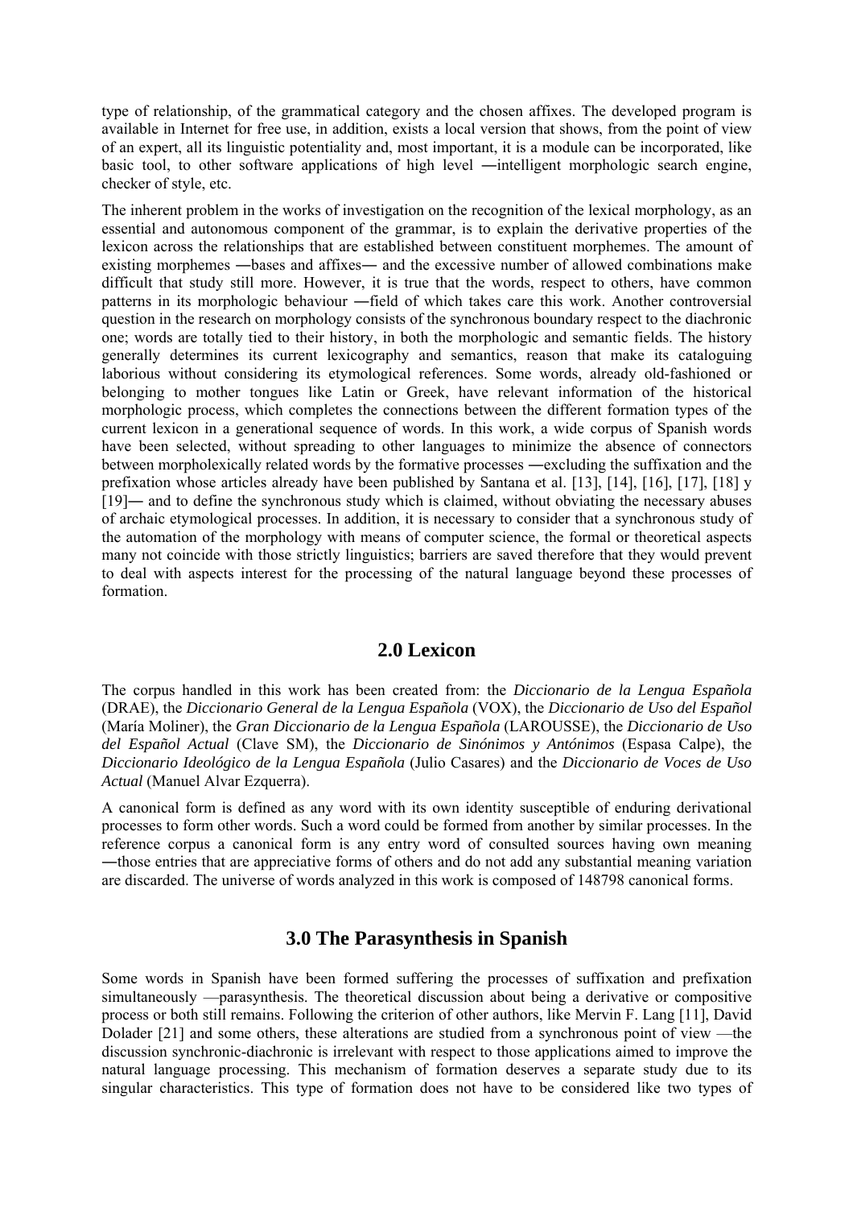type of relationship, of the grammatical category and the chosen affixes. The developed program is available in Internet for free use, in addition, exists a local version that shows, from the point of view of an expert, all its linguistic potentiality and, most important, it is a module can be incorporated, like basic tool, to other software applications of high level ―intelligent morphologic search engine, checker of style, etc.

The inherent problem in the works of investigation on the recognition of the lexical morphology, as an essential and autonomous component of the grammar, is to explain the derivative properties of the lexicon across the relationships that are established between constituent morphemes. The amount of existing morphemes ―bases and affixes― and the excessive number of allowed combinations make difficult that study still more. However, it is true that the words, respect to others, have common patterns in its morphologic behaviour ―field of which takes care this work. Another controversial question in the research on morphology consists of the synchronous boundary respect to the diachronic one; words are totally tied to their history, in both the morphologic and semantic fields. The history generally determines its current lexicography and semantics, reason that make its cataloguing laborious without considering its etymological references. Some words, already old-fashioned or belonging to mother tongues like Latin or Greek, have relevant information of the historical morphologic process, which completes the connections between the different formation types of the current lexicon in a generational sequence of words. In this work, a wide corpus of Spanish words have been selected, without spreading to other languages to minimize the absence of connectors between morpholexically related words by the formative processes ―excluding the suffixation and the prefixation whose articles already have been published by Santana et al. [13], [14], [16], [17], [18] y [19]― and to define the synchronous study which is claimed, without obviating the necessary abuses of archaic etymological processes. In addition, it is necessary to consider that a synchronous study of the automation of the morphology with means of computer science, the formal or theoretical aspects many not coincide with those strictly linguistics; barriers are saved therefore that they would prevent to deal with aspects interest for the processing of the natural language beyond these processes of formation.

## 2.0 Lexicon

The corpus handled in this work has been created from: the *Diccionario de la Lengua Española* (DRAE), the *Diccionario General de la Lengua Española* (VOX), the *Diccionario de Uso del Español* (María Moliner), the *Gran Diccionario de la Lengua Española* (LAROUSSE), the *Diccionario de Uso del Español Actual* (Clave SM), the *Diccionario de Sinónimos y Antónimos* (Espasa Calpe), the *Diccionario Ideológico de la Lengua Española* (Julio Casares) and the *Diccionario de Voces de Uso Actual* (Manuel Alvar Ezquerra).

A canonical form is defined as any word with its own identity susceptible of enduring derivational processes to form other words. Such a word could be formed from another by similar processes. In the reference corpus a canonical form is any entry word of consulted sources having own meaning ―those entries that are appreciative forms of others and do not add any substantial meaning variation are discarded. The universe of words analyzed in this work is composed of 148798 canonical forms.

## 3.0 The Parasynthesis in Spanish

Some words in Spanish have been formed suffering the processes of suffixation and prefixation simultaneously —parasynthesis. The theoretical discussion about being a derivative or compositive process or both still remains. Following the criterion of other authors, like Mervin F. Lang [11], David Dolader [21] and some others, these alterations are studied from a synchronous point of view —the discussion synchronic-diachronic is irrelevant with respect to those applications aimed to improve the natural language processing. This mechanism of formation deserves a separate study due to its singular characteristics. This type of formation does not have to be considered like two types of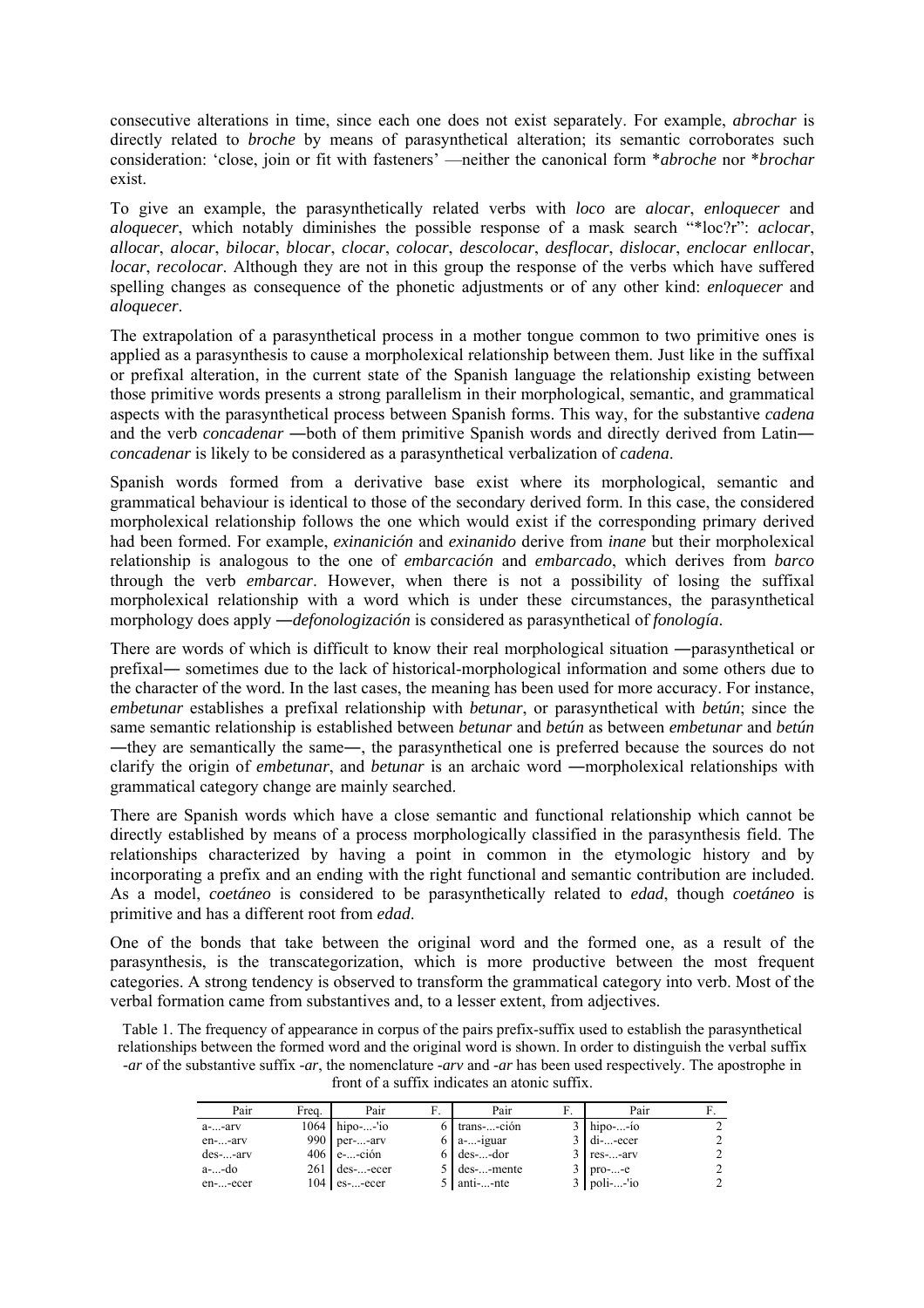consecutive alterations in time, since each one does not exist separately. For example, *abrochar* is directly related to *broche* by means of parasynthetical alteration; its semantic corroborates such consideration: 'close, join or fit with fasteners' —neither the canonical form **abroche* nor **brochar* exist.

To give an example, the parasynthetically related verbs with *loco* are *alocar*, *enloquecer* and *aloquecer*, which notably diminishes the possible response of a mask search "*loc?r": *aclocar*, *allocar*, *alocar*, *bilocar*, *blocar*, *clocar*, *colocar*, *descolocar*, *desflocar*, *dislocar*, *enclocar enllocar*, *locar*, *recolocar*. Although they are not in this group the response of the verbs which have suffered spelling changes as consequence of the phonetic adjustments or of any other kind: *enloquecer* and *aloquecer*.

The extrapolation of a parasynthetical process in a mother tongue common to two primitive ones is applied as a parasynthesis to cause a morpholexical relationship between them. Just like in the suffixal or prefixal alteration, in the current state of the Spanish language the relationship existing between those primitive words presents a strong parallelism in their morphological, semantic, and grammatical aspects with the parasynthetical process between Spanish forms. This way, for the substantive *cadena* and the verb *concadenar* ―both of them primitive Spanish words and directly derived from Latin― *concadenar* is likely to be considered as a parasynthetical verbalization of *cadena*.

Spanish words formed from a derivative base exist where its morphological, semantic and grammatical behaviour is identical to those of the secondary derived form. In this case, the considered morpholexical relationship follows the one which would exist if the corresponding primary derived had been formed. For example, *exinanición* and *exinanido* derive from *inane* but their morpholexical relationship is analogous to the one of *embarcación* and *embarcado*, which derives from *barco* through the verb *embarcar*. However, when there is not a possibility of losing the suffixal morpholexical relationship with a word which is under these circumstances, the parasynthetical morphology does apply ―*defonologización* is considered as parasynthetical of *fonología*.

There are words of which is difficult to know their real morphological situation ―parasynthetical or prefixal― sometimes due to the lack of historical-morphological information and some others due to the character of the word. In the last cases, the meaning has been used for more accuracy. For instance, *embetunar* establishes a prefixal relationship with *betunar*, or parasynthetical with *betún*; since the same semantic relationship is established between *betunar* and *betún* as between *embetunar* and *betún* ―they are semantically the same―, the parasynthetical one is preferred because the sources do not clarify the origin of *embetunar*, and *betunar* is an archaic word ―morpholexical relationships with grammatical category change are mainly searched.

There are Spanish words which have a close semantic and functional relationship which cannot be directly established by means of a process morphologically classified in the parasynthesis field. The relationships characterized by having a point in common in the etymologic history and by incorporating a prefix and an ending with the right functional and semantic contribution are included. As a model, *coetáneo* is considered to be parasynthetically related to *edad*, though *coetáneo* is primitive and has a different root from *edad*.

One of the bonds that take between the original word and the formed one, as a result of the parasynthesis, is the transcategorization, which is more productive between the most frequent categories. A strong tendency is observed to transform the grammatical category into verb. Most of the verbal formation came from substantives and, to a lesser extent, from adjectives.

Table 1. The frequency of appearance in corpus of the pairs prefix-suffix used to establish the parasynthetical relationships between the formed word and the original word is shown. In order to distinguish the verbal suffix *-ar* of the substantive suffix *-ar*, the nomenclature *-arv* and *-ar* has been used respectively. The apostrophe in front of a suffix indicates an atonic suffix.

| Pair | Freq. | Pair | F. | Pair | F. | Pair | F. |
|---|---|---|---|---|---|---|---|
| a-...-arv | 1064 | hipo-...-'io | 6 | trans-...-ción | 3 | hipo-...-io | 2 |
| en-...-arv | 990 | per-...-arv | 6 | a-...-iguar | 3 | di-...-ecer | 2 |
| des-...-arv | 406 | e-...-ción | 6 | des-...-dor | 3 | res-...-arv | 2 |
| a-...-do | 261 | des-...-ecer | 5 | des-...-mente | 3 | pro-...-e | 2 |
| en-...-ecer | 104 | es-...-ecer | 5 | anti-...-nte | 3 | poli-...-'io | 2 |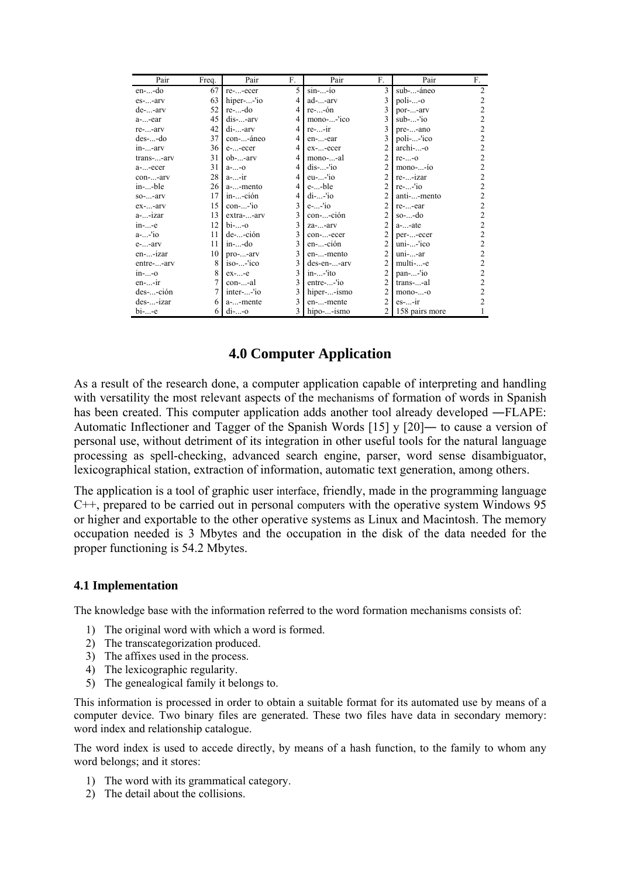| Pair | Freq. | Pair | F. | Pair | F. | Pair | F. |
|---|---|---|---|---|---|---|---|
| en-...-do | 67 | re-...-ecer | 5 | sin-...-io | 3 | sub-...-áneo | 2 |
| es-...-arv | 63 | hiper-...-'io | 4 | ad-...-arv | 3 | poli-...-o | 2 |
| de-...-arv | 52 | re-...-do | 4 | re-...-ón | 3 | por-...-arv | 2 |
| a-...-ear | 45 | dis-...-arv | 4 | mono-...-'ico | 3 | sub-...-'io | 2 |
| re-...-arv | 42 | di-...-arv | 4 | re-...-ir | 3 | pre-...-ano | 2 |
| des-...-do | 37 | con-...-áneo | 4 | en-...-ear | 3 | poli-...-'ico | 2 |
| in-...-arv | 36 | e-...-ecer | 4 | ex-...-ecer | 2 | archi-...-o | 2 |
| trans-...-arv | 31 | ob-...-arv | 4 | mono-...-al | 2 | re-...-o | 2 |
| a-...-ecer | 31 | a-...-o | 4 | dis-...-'io | 2 | mono-...-ío | 2 |
| con-...-arv | 28 | a-...-ir | 4 | eu-...-'io | 2 | re-...-izar | 2 |
| in-...-ble | 26 | a-...-mento | 4 | e-...-ble | 2 | re-...-'io | 2 |
| so-...-arv | 17 | in-...-ción | 4 | di-...-'io | 2 | anti-...-mento | 2 |
| ex-...-arv | 15 | con-...-'io | 3 | e-...-'io | 2 | re-...-ear | 2 |
| a-...-izar | 13 | extra-...-arv | 3 | con-...-ción | 2 | so-...-do | 2 |
| in-...-e | 12 | bi-...-o | 3 | za-...-arv | 2 | a-...-ate | 2 |
| a-...-'io | 11 | de-...-ción | 3 | con-...-ecer | 2 | per-...-ecer | 2 |
| e-...-arv | 11 | in-...-do | 3 | en-...-ción | 2 | uni-...-'ico | 2 |
| en-...-izar | 10 | pro-...-arv | 3 | en-...-mento | 2 | uni-...-ar | 2 |
| entre-...-arv | 8 | iso-...-'ico | 3 | des-en-...-arv | 2 | multi-...-e | 2 |
| in-...-o | 8 | ex-...-e | 3 | in-...-'ito | 2 | pan-...-'io | 2 |
| en-...-ir | 7 | con-...-al | 3 | entre-...-'io | 2 | trans-...-al | 2 |
| des-...-ción | 7 | inter-...-'io | 3 | hiper-...-ismo | 2 | mono-...-o | 2 |
| des-...-izar | 6 | a-...-mente | 3 | en-...-mente | 2 | es-...-ir | 2 |
| bi-...-e | 6 | di-...-o | 3 | hipo-...-ismo | 2 | 158 pairs more | 1 |

## 4.0 Computer Application

As a result of the research done, a computer application capable of interpreting and handling with versatility the most relevant aspects of the mechanisms of formation of words in Spanish has been created. This computer application adds another tool already developed ―FLAPE: Automatic Inflectioner and Tagger of the Spanish Words [15] y [20]― to cause a version of personal use, without detriment of its integration in other useful tools for the natural language processing as spell-checking, advanced search engine, parser, word sense disambiguator, lexicographical station, extraction of information, automatic text generation, among others.

The application is a tool of graphic user interface, friendly, made in the programming language C++, prepared to be carried out in personal computers with the operative system Windows 95 or higher and exportable to the other operative systems as Linux and Macintosh. The memory occupation needed is 3 Mbytes and the occupation in the disk of the data needed for the proper functioning is 54.2 Mbytes.

### 4.1 Implementation

The knowledge base with the information referred to the word formation mechanisms consists of:

1) The original word with which a word is formed.
2) The transcategorization produced.
3) The affixes used in the process.
4) The lexicographic regularity.
5) The genealogical family it belongs to.

This information is processed in order to obtain a suitable format for its automated use by means of a computer device. Two binary files are generated. These two files have data in secondary memory: word index and relationship catalogue.

The word index is used to accede directly, by means of a hash function, to the family to whom any word belongs; and it stores:

1) The word with its grammatical category.
2) The detail about the collisions.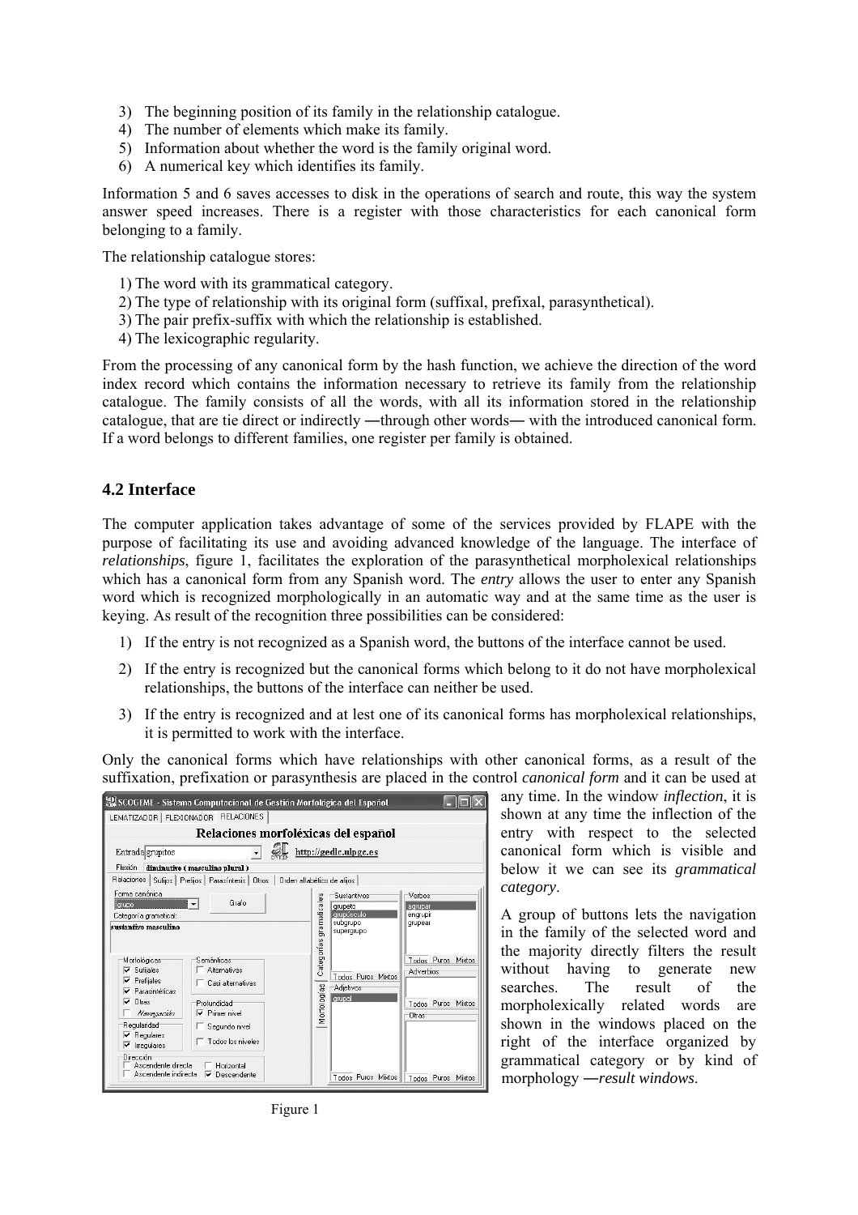3) The beginning position of its family in the relationship catalogue.
4) The number of elements which make its family.
5) Information about whether the word is the family original word.
6) A numerical key which identifies its family.

Information 5 and 6 saves accesses to disk in the operations of search and route, this way the system answer speed increases. There is a register with those characteristics for each canonical form belonging to a family.

The relationship catalogue stores:

1) The word with its grammatical category.
2) The type of relationship with its original form (suffixal, prefixal, parasynthetical).
3) The pair prefix-suffix with which the relationship is established.
4) The lexicographic regularity.

From the processing of any canonical form by the hash function, we achieve the direction of the word index record which contains the information necessary to retrieve its family from the relationship catalogue. The family consists of all the words, with all its information stored in the relationship catalogue, that are tie direct or indirectly ―through other words― with the introduced canonical form. If a word belongs to different families, one register per family is obtained.

## 4.2 Interface

The computer application takes advantage of some of the services provided by FLAPE with the purpose of facilitating its use and avoiding advanced knowledge of the language. The interface of *relationships*, figure 1, facilitates the exploration of the parasynthetical morpholexical relationships which has a canonical form from any Spanish word. The *entry* allows the user to enter any Spanish word which is recognized morphologically in an automatic way and at the same time as the user is keying. As result of the recognition three possibilities can be considered:

1) If the entry is not recognized as a Spanish word, the buttons of the interface cannot be used.
2) If the entry is recognized but the canonical forms which belong to it do not have morpholexical relationships, the buttons of the interface can neither be used.
3) If the entry is recognized and at lest one of its canonical forms has morpholexical relationships, it is permitted to work with the interface.

Only the canonical forms which have relationships with other canonical forms, as a result of the suffixation, prefixation or parasynthesis are placed in the control *canonical form* and it can be used at any time. In the window *inflection*, it is shown at any time the inflection of the entry with respect to the selected canonical form which is visible and below it we can see its *grammatical category*.

A group of buttons lets the navigation in the family of the selected word and the majority directly filters the result without having to generate new searches. The result of the morpholexically related words are shown in the windows placed on the right of the interface organized by grammatical category or by kind of morphology ―*result windows*.

Figure 1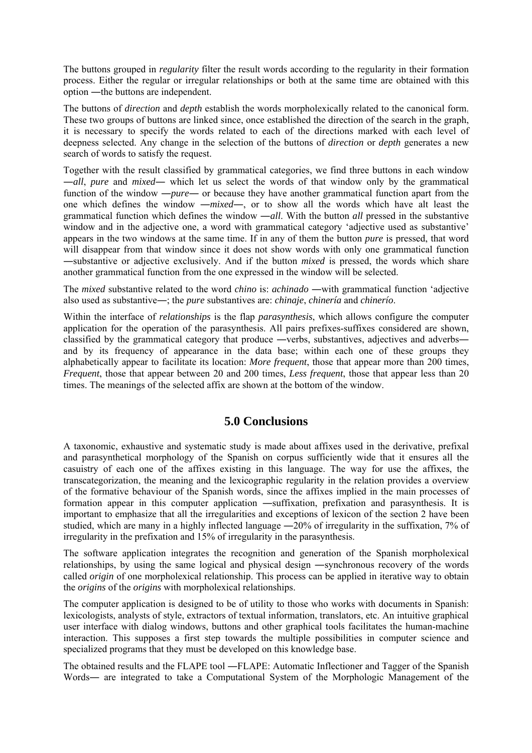The buttons grouped in *regularity* filter the result words according to the regularity in their formation process. Either the regular or irregular relationships or both at the same time are obtained with this option ―the buttons are independent.

The buttons of *direction* and *depth* establish the words morpholexically related to the canonical form. These two groups of buttons are linked since, once established the direction of the search in the graph, it is necessary to specify the words related to each of the directions marked with each level of deepness selected. Any change in the selection of the buttons of *direction* or *depth* generates a new search of words to satisfy the request.

Together with the result classified by grammatical categories, we find three buttons in each window ―*all*, *pure* and *mixed*― which let us select the words of that window only by the grammatical function of the window ―*pure*― or because they have another grammatical function apart from the one which defines the window ―*mixed*―, or to show all the words which have alt least the grammatical function which defines the window ―*all*. With the button *all* pressed in the substantive window and in the adjective one, a word with grammatical category 'adjective used as substantive' appears in the two windows at the same time. If in any of them the button *pure* is pressed, that word will disappear from that window since it does not show words with only one grammatical function ―substantive or adjective exclusively. And if the button *mixed* is pressed, the words which share another grammatical function from the one expressed in the window will be selected.

The *mixed* substantive related to the word *chino* is: *achinado* ―with grammatical function 'adjective also used as substantive―; the *pure* substantives are: *chinaje*, *chinería* and *chinerío*.

Within the interface of *relationships* is the flap *parasynthesis*, which allows configure the computer application for the operation of the parasynthesis. All pairs prefixes-suffixes considered are shown, classified by the grammatical category that produce ―verbs, substantives, adjectives and adverbs― and by its frequency of appearance in the data base; within each one of these groups they alphabetically appear to facilitate its location: *More frequent*, those that appear more than 200 times, *Frequent*, those that appear between 20 and 200 times, *Less frequent*, those that appear less than 20 times. The meanings of the selected affix are shown at the bottom of the window.

## 5.0 Conclusions

A taxonomic, exhaustive and systematic study is made about affixes used in the derivative, prefixal and parasynthetical morphology of the Spanish on corpus sufficiently wide that it ensures all the casuistry of each one of the affixes existing in this language. The way for use the affixes, the transcategorization, the meaning and the lexicographic regularity in the relation provides a overview of the formative behaviour of the Spanish words, since the affixes implied in the main processes of formation appear in this computer application ―suffixation, prefixation and parasynthesis. It is important to emphasize that all the irregularities and exceptions of lexicon of the section 2 have been studied, which are many in a highly inflected language ―20% of irregularity in the suffixation, 7% of irregularity in the prefixation and 15% of irregularity in the parasynthesis.

The software application integrates the recognition and generation of the Spanish morpholexical relationships, by using the same logical and physical design ―synchronous recovery of the words called *origin* of one morpholexical relationship. This process can be applied in iterative way to obtain the *origins* of the *origins* with morpholexical relationships.

The computer application is designed to be of utility to those who works with documents in Spanish: lexicologists, analysts of style, extractors of textual information, translators, etc. An intuitive graphical user interface with dialog windows, buttons and other graphical tools facilitates the human-machine interaction. This supposes a first step towards the multiple possibilities in computer science and specialized programs that they must be developed on this knowledge base.

The obtained results and the FLAPE tool ―FLAPE: Automatic Inflectioner and Tagger of the Spanish Words― are integrated to take a Computational System of the Morphologic Management of the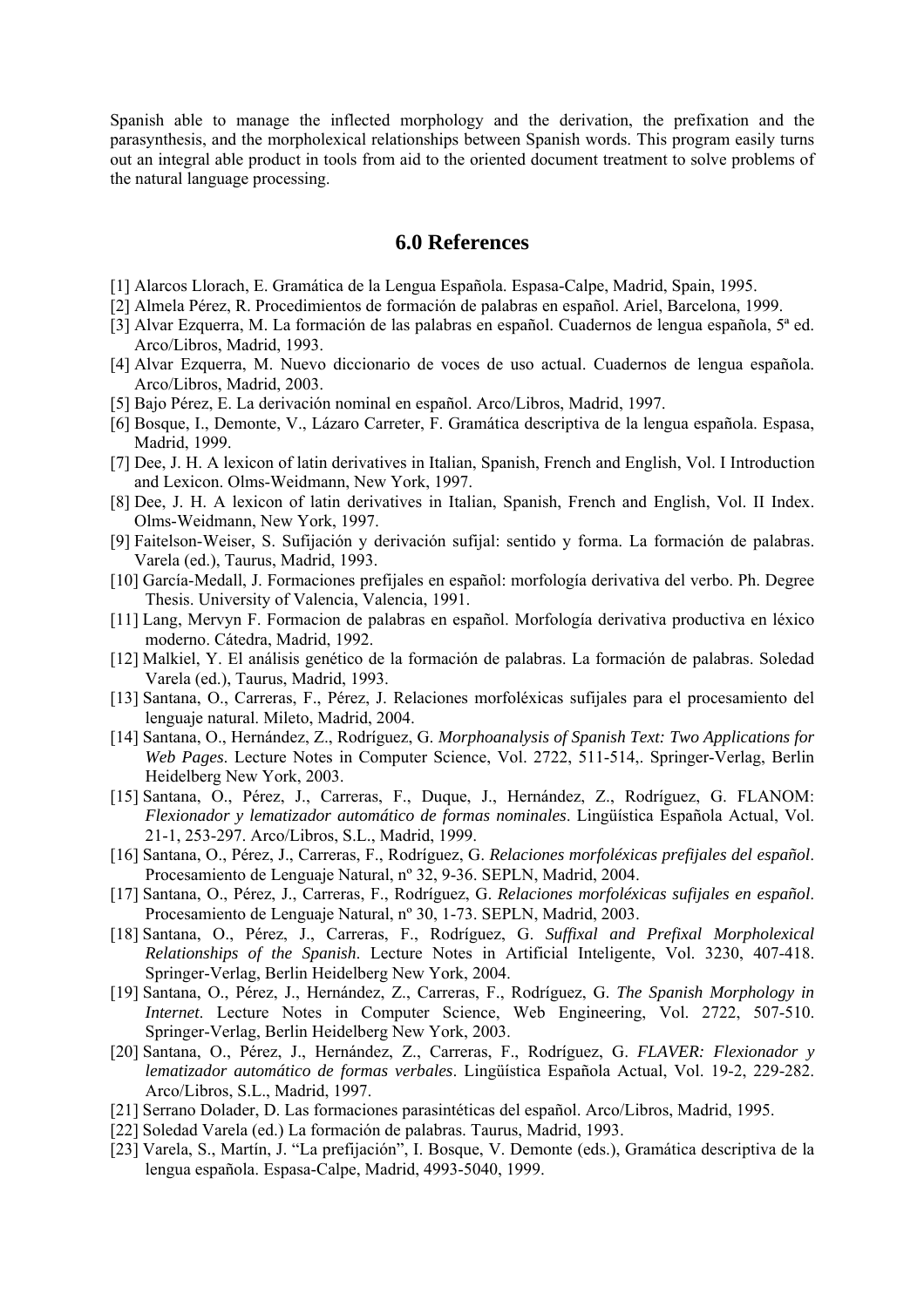Spanish able to manage the inflected morphology and the derivation, the prefixation and the parasynthesis, and the morpholexical relationships between Spanish words. This program easily turns out an integral able product in tools from aid to the oriented document treatment to solve problems of the natural language processing.

## 6.0 References

[1] Alarcos Llorach, E. Gramática de la Lengua Española. Espasa-Calpe, Madrid, Spain, 1995.

[2] Almela Pérez, R. Procedimientos de formación de palabras en español. Ariel, Barcelona, 1999.

[3] Alvar Ezquerra, M. La formación de las palabras en español. Cuadernos de lengua española, 5ª ed. Arco/Libros, Madrid, 1993.

[4] Alvar Ezquerra, M. Nuevo diccionario de voces de uso actual. Cuadernos de lengua española. Arco/Libros, Madrid, 2003.

[5] Bajo Pérez, E. La derivación nominal en español. Arco/Libros, Madrid, 1997.

[6] Bosque, I., Demonte, V., Lázaro Carreter, F. Gramática descriptiva de la lengua española. Espasa, Madrid, 1999.

[7] Dee, J. H. A lexicon of latin derivatives in Italian, Spanish, French and English, Vol. I Introduction and Lexicon. Olms-Weidmann, New York, 1997.

[8] Dee, J. H. A lexicon of latin derivatives in Italian, Spanish, French and English, Vol. II Index. Olms-Weidmann, New York, 1997.

[9] Faitelson-Weiser, S. Sufijación y derivación sufijal: sentido y forma. La formación de palabras. Varela (ed.), Taurus, Madrid, 1993.

[10] García-Medall, J. Formaciones prefijales en español: morfología derivativa del verbo. Ph. Degree Thesis. University of Valencia, Valencia, 1991.

[11] Lang, Mervyn F. Formacion de palabras en español. Morfología derivativa productiva en léxico moderno. Cátedra, Madrid, 1992.

[12] Malkiel, Y. El análisis genético de la formación de palabras. La formación de palabras. Soledad Varela (ed.), Taurus, Madrid, 1993.

[13] Santana, O., Carreras, F., Pérez, J. Relaciones morfoléxicas sufijales para el procesamiento del lenguaje natural. Mileto, Madrid, 2004.

[14] Santana, O., Hernández, Z., Rodríguez, G. *Morphoanalysis of Spanish Text: Two Applications for Web Pages*. Lecture Notes in Computer Science, Vol. 2722, 511-514,. Springer-Verlag, Berlin Heidelberg New York, 2003.

[15] Santana, O., Pérez, J., Carreras, F., Duque, J., Hernández, Z., Rodríguez, G. FLANOM: *Flexionador y lematizador automático de formas nominales*. Lingüística Española Actual, Vol. 21-1, 253-297. Arco/Libros, S.L., Madrid, 1999.

[16] Santana, O., Pérez, J., Carreras, F., Rodríguez, G. *Relaciones morfoléxicas prefijales del español*. Procesamiento de Lenguaje Natural, nº 32, 9-36. SEPLN, Madrid, 2004.

[17] Santana, O., Pérez, J., Carreras, F., Rodríguez, G. *Relaciones morfoléxicas sufijales en español*. Procesamiento de Lenguaje Natural, nº 30, 1-73. SEPLN, Madrid, 2003.

[18] Santana, O., Pérez, J., Carreras, F., Rodríguez, G. *Suffixal and Prefixal Morpholexical Relationships of the Spanish*. Lecture Notes in Artificial Inteligente, Vol. 3230, 407-418. Springer-Verlag, Berlin Heidelberg New York, 2004.

[19] Santana, O., Pérez, J., Hernández, Z., Carreras, F., Rodríguez, G. *The Spanish Morphology in Internet*. Lecture Notes in Computer Science, Web Engineering, Vol. 2722, 507-510. Springer-Verlag, Berlin Heidelberg New York, 2003.

[20] Santana, O., Pérez, J., Hernández, Z., Carreras, F., Rodríguez, G. *FLAVER: Flexionador y lematizador automático de formas verbales*. Lingüística Española Actual, Vol. 19-2, 229-282. Arco/Libros, S.L., Madrid, 1997.

[21] Serrano Dolader, D. Las formaciones parasintéticas del español. Arco/Libros, Madrid, 1995.

[22] Soledad Varela (ed.) La formación de palabras. Taurus, Madrid, 1993.

[23] Varela, S., Martín, J. "La prefijación", I. Bosque, V. Demonte (eds.), Gramática descriptiva de la lengua española. Espasa-Calpe, Madrid, 4993-5040, 1999.